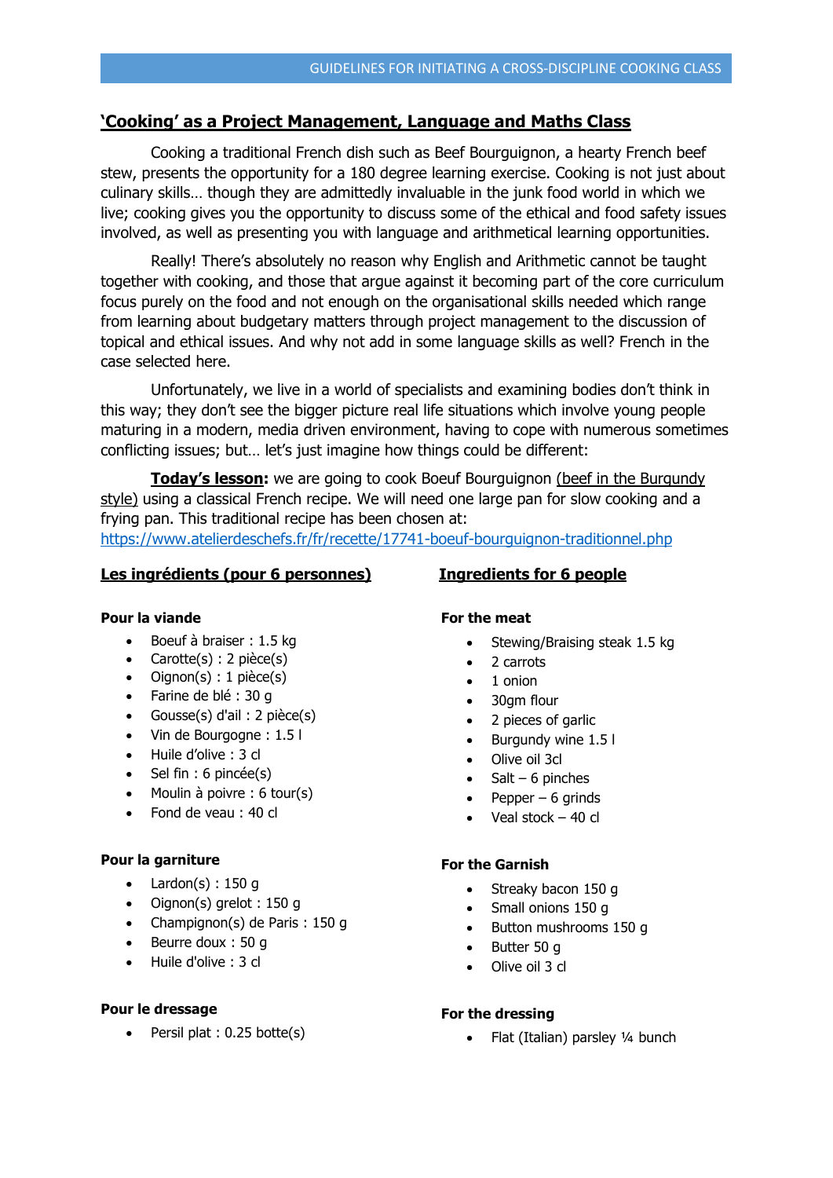## **'Cooking' as a Project Management, Language and Maths Class**

Cooking a traditional French dish such as Beef Bourguignon, a hearty French beef stew, presents the opportunity for a 180 degree learning exercise. Cooking is not just about culinary skills… though they are admittedly invaluable in the junk food world in which we live; cooking gives you the opportunity to discuss some of the ethical and food safety issues involved, as well as presenting you with language and arithmetical learning opportunities.

Really! There's absolutely no reason why English and Arithmetic cannot be taught together with cooking, and those that argue against it becoming part of the core curriculum focus purely on the food and not enough on the organisational skills needed which range from learning about budgetary matters through project management to the discussion of topical and ethical issues. And why not add in some language skills as well? French in the case selected here.

Unfortunately, we live in a world of specialists and examining bodies don't think in this way; they don't see the bigger picture real life situations which involve young people maturing in a modern, media driven environment, having to cope with numerous sometimes conflicting issues; but… let's just imagine how things could be different:

**Today's lesson:** we are going to cook Boeuf Bourguignon (beef in the Burgundy style) using a classical French recipe. We will need one large pan for slow cooking and a frying pan. This traditional recipe has been chosen at:
https://www.atelierdeschefs.fr/fr/recette/17741-boeuf-bourguignon-traditionnel.php

### Les ingrédients (pour 6 personnes)

**Pour la viande**

- Boeuf à braiser : 1.5 kg
- Carotte(s) : 2 pièce(s)
- Oignon(s) : 1 pièce(s)
- Farine de blé : 30 g
- Gousse(s) d'ail : 2 pièce(s)
- Vin de Bourgogne : 1.5 l
- Huile d'olive : 3 cl
- Sel fin : 6 pincée(s)
- Moulin à poivre : 6 tour(s)
- Fond de veau : 40 cl

**Pour la garniture**

- Lardon(s) : 150 g
- Oignon(s) grelot : 150 g
- Champignon(s) de Paris : 150 g
- Beurre doux : 50 g
- Huile d'olive : 3 cl

**Pour le dressage**

- Persil plat : 0.25 botte(s)

### Ingredients for 6 people

**For the meat**

- Stewing/Braising steak 1.5 kg
- 2 carrots
- 1 onion
- 30gm flour
- 2 pieces of garlic
- Burgundy wine 1.5 l
- Olive oil 3cl
- Salt – 6 pinches
- Pepper – 6 grinds
- Veal stock – 40 cl

**For the Garnish**

- Streaky bacon 150 g
- Small onions 150 g
- Button mushrooms 150 g
- Butter 50 g
- Olive oil 3 cl

**For the dressing**

- Flat (Italian) parsley ¼ bunch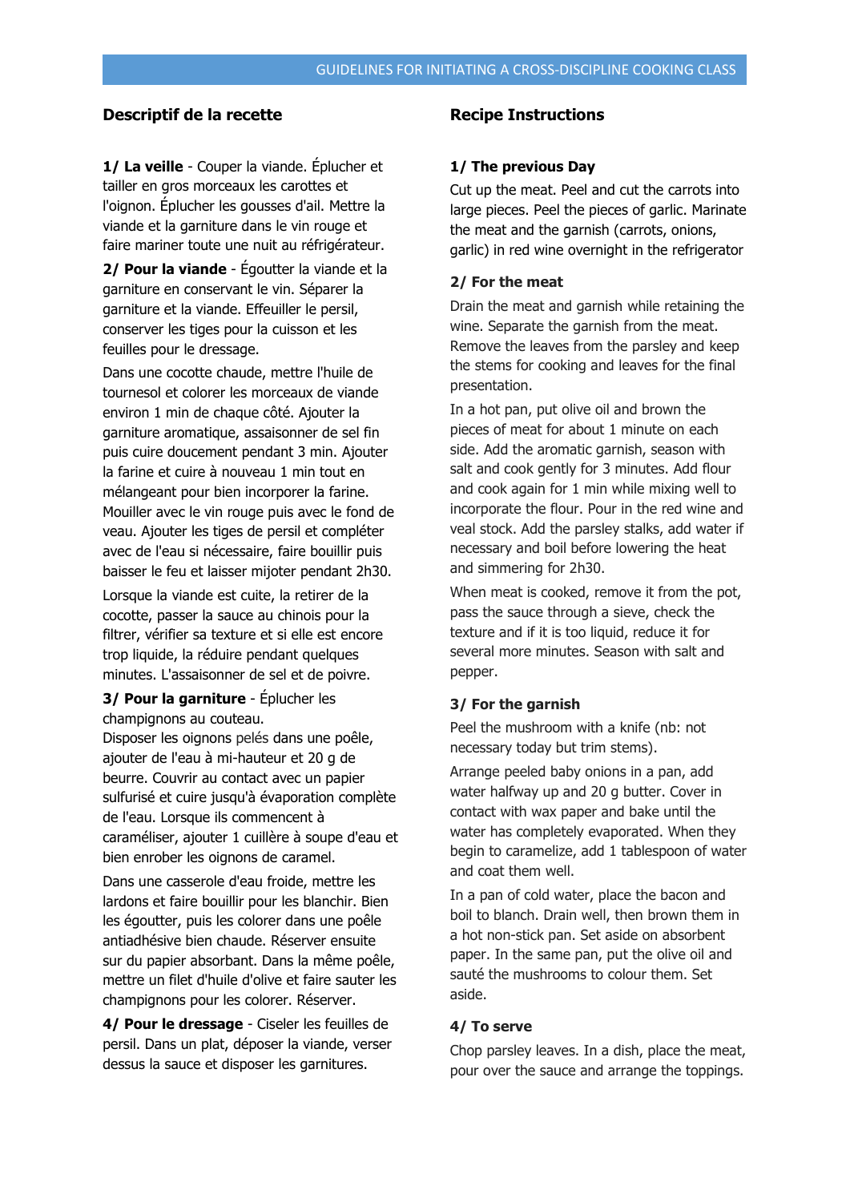## Descriptif de la recette

**1/ La veille** - Couper la viande. Éplucher et tailler en gros morceaux les carottes et l'oignon. Éplucher les gousses d'ail. Mettre la viande et la garniture dans le vin rouge et faire mariner toute une nuit au réfrigérateur.

**2/ Pour la viande** - Égoutter la viande et la garniture en conservant le vin. Séparer la garniture et la viande. Effeuiller le persil, conserver les tiges pour la cuisson et les feuilles pour le dressage.

Dans une cocotte chaude, mettre l'huile de tournesol et colorer les morceaux de viande environ 1 min de chaque côté. Ajouter la garniture aromatique, assaisonner de sel fin puis cuire doucement pendant 3 min. Ajouter la farine et cuire à nouveau 1 min tout en mélangeant pour bien incorporer la farine. Mouiller avec le vin rouge puis avec le fond de veau. Ajouter les tiges de persil et compléter avec de l'eau si nécessaire, faire bouillir puis baisser le feu et laisser mijoter pendant 2h30.

Lorsque la viande est cuite, la retirer de la cocotte, passer la sauce au chinois pour la filtrer, vérifier sa texture et si elle est encore trop liquide, la réduire pendant quelques minutes. L'assaisonner de sel et de poivre.

**3/ Pour la garniture** - Éplucher les champignons au couteau.
Disposer les oignons pelés dans une poêle, ajouter de l'eau à mi-hauteur et 20 g de beurre. Couvrir au contact avec un papier sulfurisé et cuire jusqu'à évaporation complète de l'eau. Lorsque ils commencent à caraméliser, ajouter 1 cuillère à soupe d'eau et bien enrober les oignons de caramel.

Dans une casserole d'eau froide, mettre les lardons et faire bouillir pour les blanchir. Bien les égoutter, puis les colorer dans une poêle antiadhésive bien chaude. Réserver ensuite sur du papier absorbant. Dans la même poêle, mettre un filet d'huile d'olive et faire sauter les champignons pour les colorer. Réserver.

**4/ Pour le dressage** - Ciseler les feuilles de persil. Dans un plat, déposer la viande, verser dessus la sauce et disposer les garnitures.

## Recipe Instructions

**1/ The previous Day**

Cut up the meat. Peel and cut the carrots into large pieces. Peel the pieces of garlic. Marinate the meat and the garnish (carrots, onions, garlic) in red wine overnight in the refrigerator

**2/ For the meat**

Drain the meat and garnish while retaining the wine. Separate the garnish from the meat. Remove the leaves from the parsley and keep the stems for cooking and leaves for the final presentation.

In a hot pan, put olive oil and brown the pieces of meat for about 1 minute on each side. Add the aromatic garnish, season with salt and cook gently for 3 minutes. Add flour and cook again for 1 min while mixing well to incorporate the flour. Pour in the red wine and veal stock. Add the parsley stalks, add water if necessary and boil before lowering the heat and simmering for 2h30.

When meat is cooked, remove it from the pot, pass the sauce through a sieve, check the texture and if it is too liquid, reduce it for several more minutes. Season with salt and pepper.

**3/ For the garnish**

Peel the mushroom with a knife (nb: not necessary today but trim stems).

Arrange peeled baby onions in a pan, add water halfway up and 20 g butter. Cover in contact with wax paper and bake until the water has completely evaporated. When they begin to caramelize, add 1 tablespoon of water and coat them well.

In a pan of cold water, place the bacon and boil to blanch. Drain well, then brown them in a hot non-stick pan. Set aside on absorbent paper. In the same pan, put the olive oil and sauté the mushrooms to colour them. Set aside.

**4/ To serve**

Chop parsley leaves. In a dish, place the meat, pour over the sauce and arrange the toppings.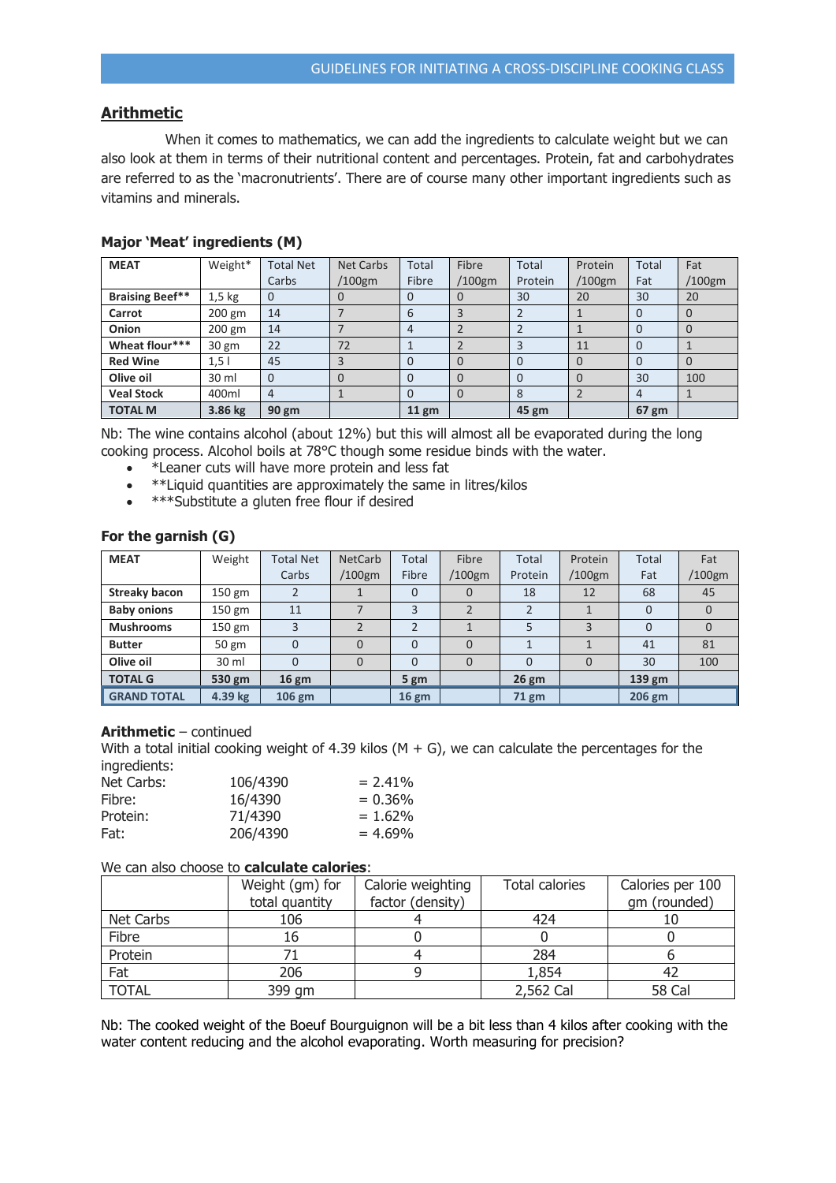## Arithmetic

When it comes to mathematics, we can add the ingredients to calculate weight but we can also look at them in terms of their nutritional content and percentages. Protein, fat and carbohydrates are referred to as the 'macronutrients'. There are of course many other important ingredients such as vitamins and minerals.

### Major 'Meat' ingredients (M)

| MEAT | Weight* | Total Net Carbs | Net Carbs /100gm | Total Fibre | Fibre /100gm | Total Protein | Protein /100gm | Total Fat | Fat /100gm |
|---|---|---|---|---|---|---|---|---|---|
| **Braising Beef**** | 1,5 kg | 0 | 0 | 0 | 0 | 30 | 20 | 30 | 20 |
| **Carrot** | 200 gm | 14 | 7 | 6 | 3 | 2 | 1 | 0 | 0 |
| **Onion** | 200 gm | 14 | 7 | 4 | 2 | 2 | 1 | 0 | 0 |
| **Wheat flour***** | 30 gm | 22 | 72 | 1 | 2 | 3 | 11 | 0 | 1 |
| **Red Wine** | 1,5 l | 45 | 3 | 0 | 0 | 0 | 0 | 0 | 0 |
| **Olive oil** | 30 ml | 0 | 0 | 0 | 0 | 0 | 0 | 30 | 100 |
| **Veal Stock** | 400ml | 4 | 1 | 0 | 0 | 8 | 2 | 4 | 1 |
| **TOTAL M** | **3.86 kg** | **90 gm** | | **11 gm** | | **45 gm** | | **67 gm** | |

Nb: The wine contains alcohol (about 12%) but this will almost all be evaporated during the long cooking process. Alcohol boils at 78°C though some residue binds with the water.

- *Leaner cuts will have more protein and less fat
- **Liquid quantities are approximately the same in litres/kilos
- ***Substitute a gluten free flour if desired

### For the garnish (G)

| MEAT | Weight | Total Net Carbs | NetCarb /100gm | Total Fibre | Fibre /100gm | Total Protein | Protein /100gm | Total Fat | Fat /100gm |
|---|---|---|---|---|---|---|---|---|---|
| **Streaky bacon** | 150 gm | 2 | 1 | 0 | 0 | 18 | 12 | 68 | 45 |
| **Baby onions** | 150 gm | 11 | 7 | 3 | 2 | 2 | 1 | 0 | 0 |
| **Mushrooms** | 150 gm | 3 | 2 | 2 | 1 | 5 | 3 | 0 | 0 |
| **Butter** | 50 gm | 0 | 0 | 0 | 0 | 1 | 1 | 41 | 81 |
| **Olive oil** | 30 ml | 0 | 0 | 0 | 0 | 0 | 0 | 30 | 100 |
| **TOTAL G** | **530 gm** | **16 gm** | | **5 gm** | | **26 gm** | | **139 gm** | |
| **GRAND TOTAL** | **4.39 kg** | **106 gm** | | **16 gm** | | **71 gm** | | **206 gm** | |

**Arithmetic** – continued

With a total initial cooking weight of 4.39 kilos (M + G), we can calculate the percentages for the ingredients:

| | | |
|---|---|---|
| Net Carbs: | 106/4390 | = 2.41% |
| Fibre: | 16/4390 | = 0.36% |
| Protein: | 71/4390 | = 1.62% |
| Fat: | 206/4390 | = 4.69% |

We can also choose to **calculate calories**:

| | Weight (gm) for total quantity | Calorie weighting factor (density) | Total calories | Calories per 100 gm (rounded) |
|---|---|---|---|---|
| Net Carbs | 106 | 4 | 424 | 10 |
| Fibre | 16 | 0 | 0 | 0 |
| Protein | 71 | 4 | 284 | 6 |
| Fat | 206 | 9 | 1,854 | 42 |
| TOTAL | 399 gm | | 2,562 Cal | 58 Cal |

Nb: The cooked weight of the Boeuf Bourguignon will be a bit less than 4 kilos after cooking with the water content reducing and the alcohol evaporating. Worth measuring for precision?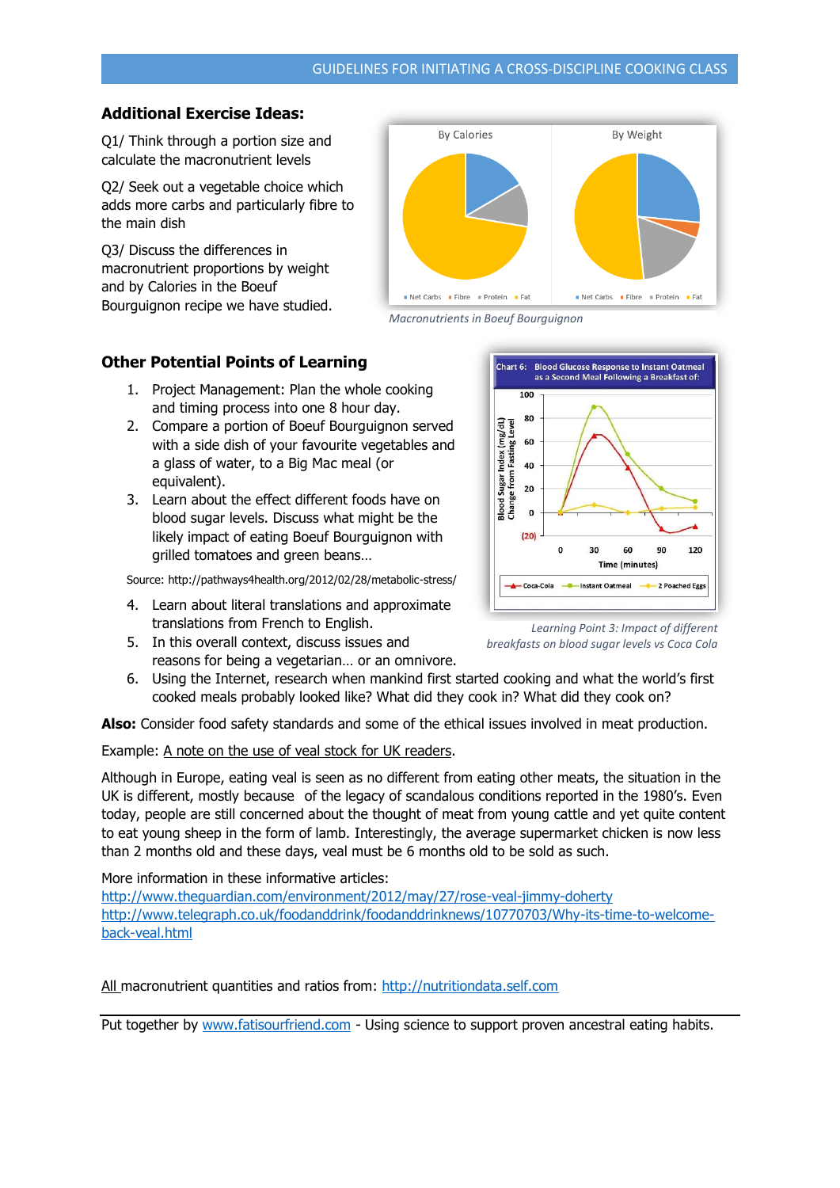## Additional Exercise Ideas:

Q1/ Think through a portion size and calculate the macronutrient levels

Q2/ Seek out a vegetable choice which adds more carbs and particularly fibre to the main dish

Q3/ Discuss the differences in macronutrient proportions by weight and by Calories in the Boeuf Bourguignon recipe we have studied.

By Calories

By Weight

Net Carbs · Fibre · Protein · Fat

Net Carbs · Fibre · Protein · Fat

*Macronutrients in Boeuf Bourguignon*

## Other Potential Points of Learning

1. Project Management: Plan the whole cooking and timing process into one 8 hour day.
2. Compare a portion of Boeuf Bourguignon served with a side dish of your favourite vegetables and a glass of water, to a Big Mac meal (or equivalent).
3. Learn about the effect different foods have on blood sugar levels. Discuss what might be the likely impact of eating Boeuf Bourguignon with grilled tomatoes and green beans…

Source: http://pathways4health.org/2012/02/28/metabolic-stress/

4. Learn about literal translations and approximate translations from French to English.
5. In this overall context, discuss issues and reasons for being a vegetarian… or an omnivore.
6. Using the Internet, research when mankind first started cooking and what the world's first cooked meals probably looked like? What did they cook in? What did they cook on?

Chart 6: Blood Glucose Response to Instant Oatmeal as a Second Meal Following a Breakfast of:

Blood Sugar Index (mg/dL) Change from Fasting Level

100
80
60
40
20
0
(20)

0 30 60 90 120

Time (minutes)

Coca-Cola · Instant Oatmeal · 2 Poached Eggs

*Learning Point 3: Impact of different breakfasts on blood sugar levels vs Coca Cola*

**Also:** Consider food safety standards and some of the ethical issues involved in meat production.

Example: A note on the use of veal stock for UK readers.

Although in Europe, eating veal is seen as no different from eating other meats, the situation in the UK is different, mostly because of the legacy of scandalous conditions reported in the 1980's. Even today, people are still concerned about the thought of meat from young cattle and yet quite content to eat young sheep in the form of lamb. Interestingly, the average supermarket chicken is now less than 2 months old and these days, veal must be 6 months old to be sold as such.

More information in these informative articles:
http://www.theguardian.com/environment/2012/may/27/rose-veal-jimmy-doherty
http://www.telegraph.co.uk/foodanddrink/foodanddrinknews/10770703/Why-its-time-to-welcome-back-veal.html

All macronutrient quantities and ratios from: http://nutritiondata.self.com

Put together by www.fatisourfriend.com - Using science to support proven ancestral eating habits.